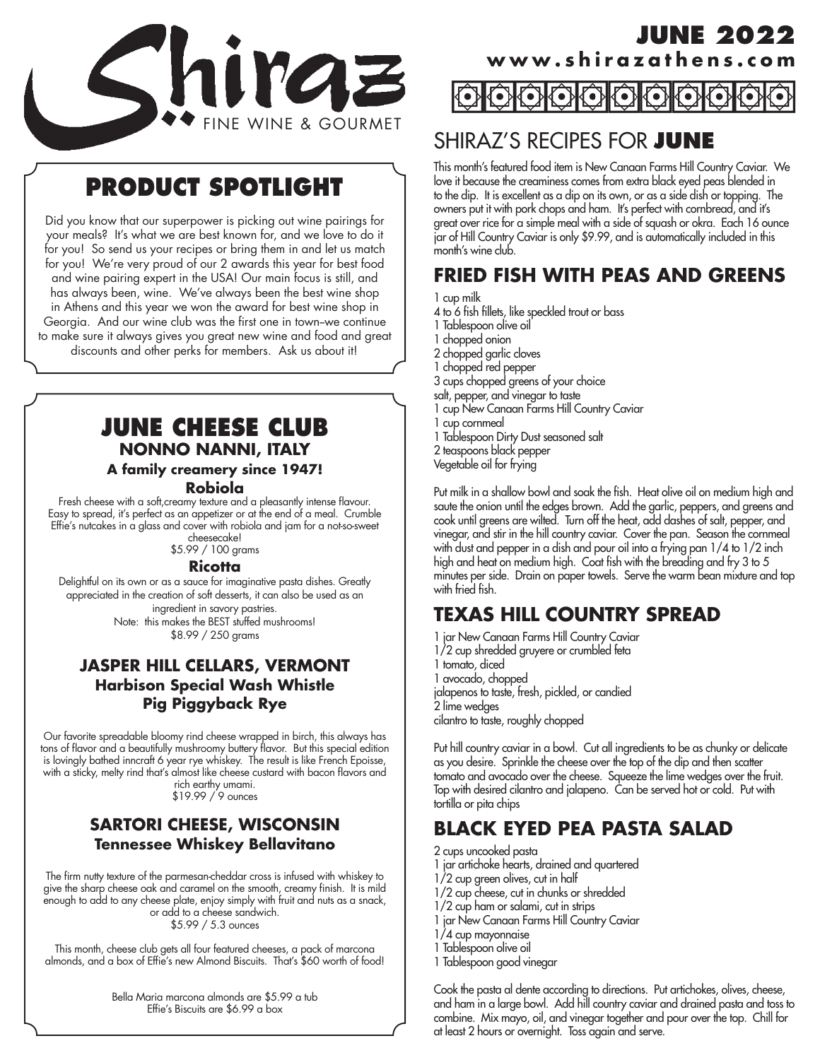# Shiraz

FINE WINE & GOURMET

**JUNE 2022**

**www.shirazathens.com**

## PRODUCT SPOTLIGHT

Did you know that our superpower is picking out wine pairings for your meals? It's what we are best known for, and we love to do it for you! So send us your recipes or bring them in and let us match for you! We're very proud of our 2 awards this year for best food and wine pairing expert in the USA! Our main focus is still, and has always been, wine. We've always been the best wine shop in Athens and this year we won the award for best wine shop in Georgia. And our wine club was the first one in town–we continue to make sure it always gives you great new wine and food and great discounts and other perks for members. Ask us about it!

## JUNE CHEESE CLUB

### NONNO NANNI, ITALY

**A family creamery since 1947!**

**Robiola**

Fresh cheese with a soft,creamy texture and a pleasantly intense flavour. Easy to spread, it's perfect as an appetizer or at the end of a meal. Crumble Effie's nutcakes in a glass and cover with robiola and jam for a not-so-sweet cheesecake!

$5.99 / 100 grams

**Ricotta**

Delightful on its own or as a sauce for imaginative pasta dishes. Greatly appreciated in the creation of soft desserts, it can also be used as an ingredient in savory pastries.

Note: this makes the BEST stuffed mushrooms!

$8.99 / 250 grams

### JASPER HILL CELLARS, VERMONT

**Harbison Special Wash Whistle Pig Piggyback Rye**

Our favorite spreadable bloomy rind cheese wrapped in birch, this always has tons of flavor and a beautifully mushroomy buttery flavor. But this special edition is lovingly bathed inncraft 6 year rye whiskey. The result is like French Epoisse, with a sticky, melty rind that's almost like cheese custard with bacon flavors and rich earthy umami.

$19.99 / 9 ounces

### SARTORI CHEESE, WISCONSIN

**Tennessee Whiskey Bellavitano**

The firm nutty texture of the parmesan-cheddar cross is infused with whiskey to give the sharp cheese oak and caramel on the smooth, creamy finish. It is mild enough to add to any cheese plate, enjoy simply with fruit and nuts as a snack, or add to a cheese sandwich.

$5.99 / 5.3 ounces

This month, cheese club gets all four featured cheeses, a pack of marcona almonds, and a box of Effie's new Almond Biscuits. That's $60 worth of food!

Bella Maria marcona almonds are $5.99 a tub
Effie's Biscuits are $6.99 a box

## SHIRAZ'S RECIPES FOR **JUNE**

This month's featured food item is New Canaan Farms Hill Country Caviar. We love it because the creaminess comes from extra black eyed peas blended in to the dip. It is excellent as a dip on its own, or as a side dish or topping. The owners put it with pork chops and ham. It's perfect with cornbread, and it's great over rice for a simple meal with a side of squash or okra. Each 16 ounce jar of Hill Country Caviar is only $9.99, and is automatically included in this month's wine club.

### FRIED FISH WITH PEAS AND GREENS

1 cup milk
4 to 6 fish fillets, like speckled trout or bass
1 Tablespoon olive oil
1 chopped onion
2 chopped garlic cloves
1 chopped red pepper
3 cups chopped greens of your choice
salt, pepper, and vinegar to taste
1 cup New Canaan Farms Hill Country Caviar
1 cup cornmeal
1 Tablespoon Dirty Dust seasoned salt
2 teaspoons black pepper
Vegetable oil for frying

Put milk in a shallow bowl and soak the fish. Heat olive oil on medium high and saute the onion until the edges brown. Add the garlic, peppers, and greens and cook until greens are wilted. Turn off the heat, add dashes of salt, pepper, and vinegar, and stir in the hill country caviar. Cover the pan. Season the cornmeal with dust and pepper in a dish and pour oil into a frying pan 1/4 to 1/2 inch high and heat on medium high. Coat fish with the breading and fry 3 to 5 minutes per side. Drain on paper towels. Serve the warm bean mixture and top with fried fish.

### TEXAS HILL COUNTRY SPREAD

1 jar New Canaan Farms Hill Country Caviar
1/2 cup shredded gruyere or crumbled feta
1 tomato, diced
1 avocado, chopped
jalapenos to taste, fresh, pickled, or candied
2 lime wedges
cilantro to taste, roughly chopped

Put hill country caviar in a bowl. Cut all ingredients to be as chunky or delicate as you desire. Sprinkle the cheese over the top of the dip and then scatter tomato and avocado over the cheese. Squeeze the lime wedges over the fruit. Top with desired cilantro and jalapeno. Can be served hot or cold. Put with tortilla or pita chips

### BLACK EYED PEA PASTA SALAD

2 cups uncooked pasta
1 jar artichoke hearts, drained and quartered
1/2 cup green olives, cut in half
1/2 cup cheese, cut in chunks or shredded
1/2 cup ham or salami, cut in strips
1 jar New Canaan Farms Hill Country Caviar
1/4 cup mayonnaise
1 Tablespoon olive oil
1 Tablespoon good vinegar

Cook the pasta al dente according to directions. Put artichokes, olives, cheese, and ham in a large bowl. Add hill country caviar and drained pasta and toss to combine. Mix mayo, oil, and vinegar together and pour over the top. Chill for at least 2 hours or overnight. Toss again and serve.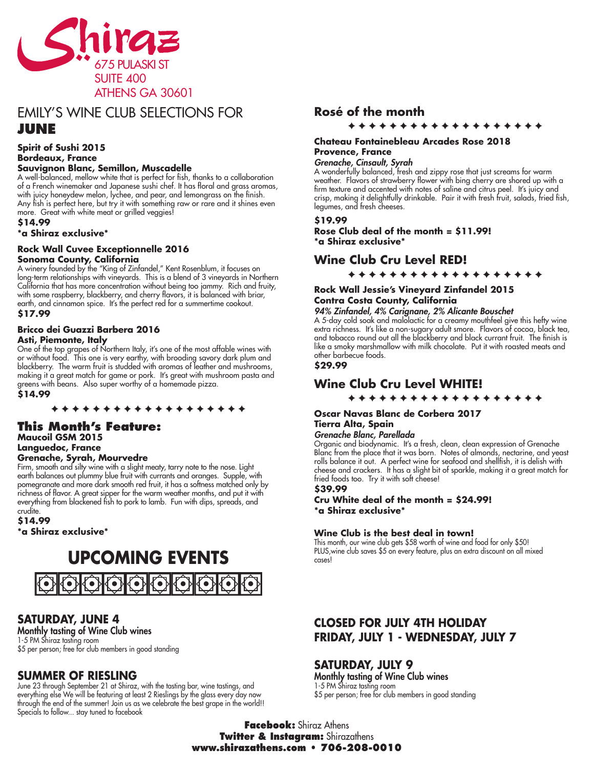# Shiraz

675 PULASKI ST
SUITE 400
ATHENS GA 30601

## EMILY'S WINE CLUB SELECTIONS FOR JUNE

**Spirit of Sushi 2015**
**Bordeaux, France**
**Sauvignon Blanc, Semillon, Muscadelle**
A well-balanced, mellow white that is perfect for fish, thanks to a collaboration of a French winemaker and Japanese sushi chef. It has floral and grass aromas, with juicy honeydew melon, lychee, and pear, and lemongrass on the finish. Any fish is perfect here, but try it with something raw or rare and it shines even more. Great with white meat or grilled veggies!
**$14.99**
**\*a Shiraz exclusive\***

**Rock Wall Cuvee Exceptionnelle 2016**
**Sonoma County, California**
A winery founded by the "King of Zinfandel," Kent Rosenblum, it focuses on long-term relationships with vineyards. This is a blend of 3 vineyards in Northern California that has more concentration without being too jammy. Rich and fruity, with some raspberry, blackberry, and cherry flavors, it is balanced with briar, earth, and cinnamon spice. It's the perfect red for a summertime cookout.
**$17.99**

**Bricco dei Guazzi Barbera 2016**
**Asti, Piemonte, Italy**
One of the top grapes of Northern Italy, it's one of the most affable wines with or without food. This one is very earthy, with brooding savory dark plum and blackberry. The warm fruit is studded with aromas of leather and mushrooms, making it a great match for game or pork. It's great with mushroom pasta and greens with beans. Also super worthy of a homemade pizza.
**$14.99**

✦✦✦✦✦✦✦✦✦✦✦✦✦✦✦✦✦✦✦

## This Month's Feature:

**Maucoil GSM 2015**
**Languedoc, France**
**Grenache, Syrah, Mourvedre**
Firm, smooth and silty wine with a slight meaty, tarry note to the nose. Light earth balances out plummy blue fruit with currants and oranges. Supple, with pomegranate and more dark smooth red fruit, it has a softness matched only by richness of flavor. A great sipper for the warm weather months, and put it with everything from blackened fish to pork to lamb. Fun with dips, spreads, and crudite.
**$14.99**
**\*a Shiraz exclusive\***

## Rosé of the month

✦✦✦✦✦✦✦✦✦✦✦✦✦✦✦✦✦✦✦

**Chateau Fontainebleau Arcades Rose 2018**
**Provence, France**
***Grenache, Cinsault, Syrah***
A wonderfully balanced, fresh and zippy rose that just screams for warm weather. Flavors of strawberry flower with bing cherry are shored up with a firm texture and accented with notes of saline and citrus peel. It's juicy and crisp, making it delightfully drinkable. Pair it with fresh fruit, salads, fried fish, legumes, and fresh cheeses.

**$19.99**
**Rose Club deal of the month = $11.99!**
**\*a Shiraz exclusive\***

## Wine Club Cru Level RED!

✦✦✦✦✦✦✦✦✦✦✦✦✦✦✦✦✦✦✦

**Rock Wall Jessie's Vineyard Zinfandel 2015**
**Contra Costa County, California**
***94% Zinfandel, 4% Carignane, 2% Alicante Bouschet***
A 5-day cold soak and malolactic for a creamy mouthfeel give this hefty wine extra richness. It's like a non-sugary adult smore. Flavors of cocoa, black tea, and tobacco round out all the blackberry and black currant fruit. The finish is like a smoky marshmallow with milk chocolate. Put it with roasted meats and other barbecue foods.
**$29.99**

## Wine Club Cru Level WHITE!

✦✦✦✦✦✦✦✦✦✦✦✦✦✦✦✦✦✦✦

**Oscar Navas Blanc de Corbera 2017**
**Tierra Alta, Spain**
***Grenache Blanc, Parellada***
Organic and biodynamic. It's a fresh, clean, clean expression of Grenache Blanc from the place that it was born. Notes of almonds, nectarine, and yeast rolls balance it out. A perfect wine for seafood and shellfish, it is delish with cheese and crackers. It has a slight bit of sparkle, making it a great match for fried foods too. Try it with soft cheese!
**$39.99**
**Cru White deal of the month = $24.99!**
**\*a Shiraz exclusive\***

**Wine Club is the best deal in town!**
This month, our wine club gets $58 worth of wine and food for only $50! PLUS,wine club saves $5 on every feature, plus an extra discount on all mixed cases!

## UPCOMING EVENTS

### SATURDAY, JUNE 4
**Monthly tasting of Wine Club wines**
1-5 PM Shiraz tasting room
$5 per person; free for club members in good standing

### SUMMER OF RIESLING
June 23 through September 21 at Shiraz, with the tasting bar, wine tastings, and everything else We will be featuring at least 2 Rieslings by the glass every day now through the end of the summer! Join us as we celebrate the best grape in the world!! Specials to follow... stay tuned to facebook

### CLOSED FOR JULY 4TH HOLIDAY
### FRIDAY, JULY 1 - WEDNESDAY, JULY 7

### SATURDAY, JULY 9
**Monthly tasting of Wine Club wines**
1-5 PM Shiraz tasting room
$5 per person; free for club members in good standing

**Facebook:** Shiraz Athens
**Twitter & Instagram:** Shirazathens
**www.shirazathens.com • 706-208-0010**